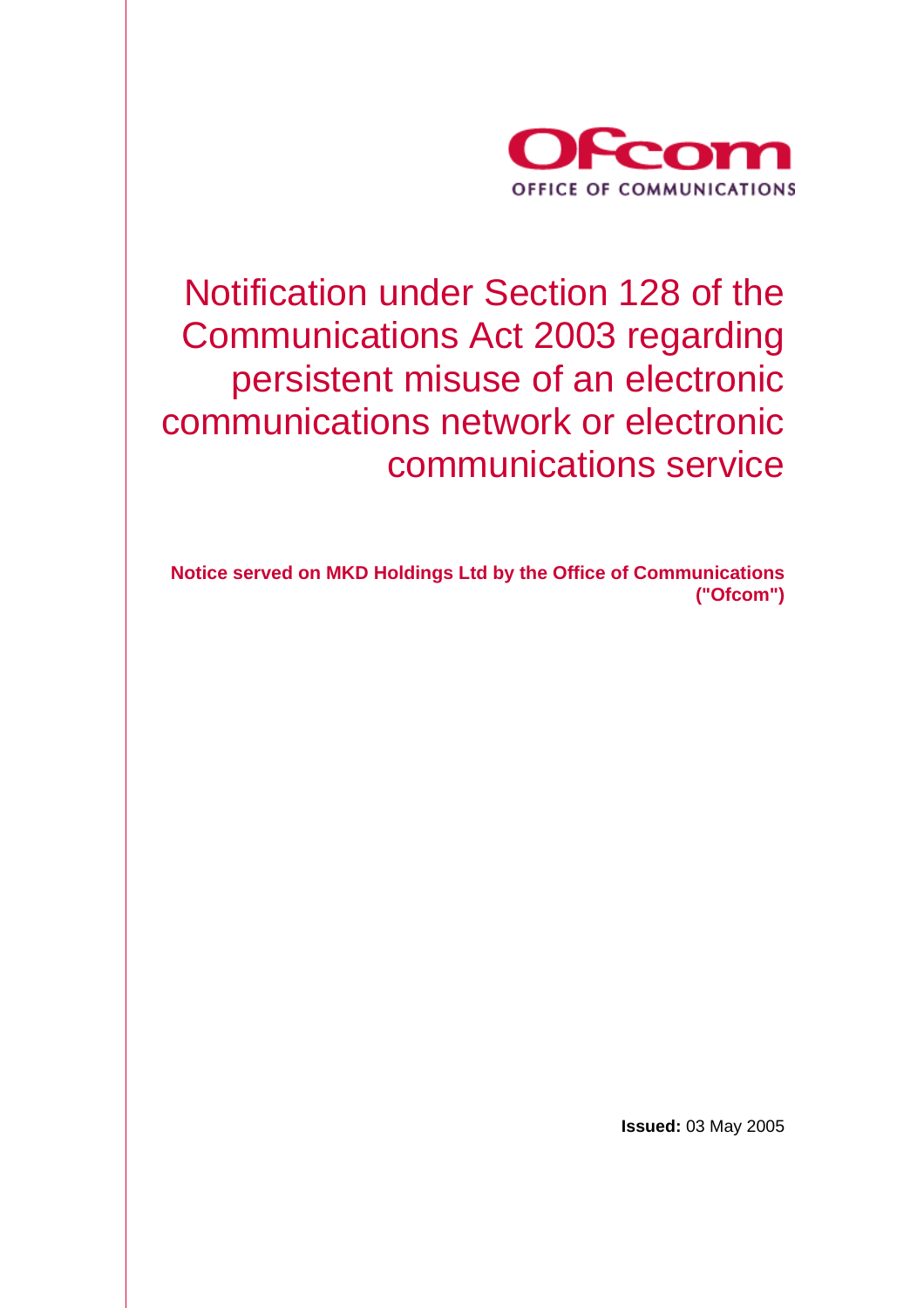Ofcom

OFFICE OF COMMUNICATIONS

# Notification under Section 128 of the Communications Act 2003 regarding persistent misuse of an electronic communications network or electronic communications service

**Notice served on MKD Holdings Ltd by the Office of Communications ("Ofcom")**

**Issued:** 03 May 2005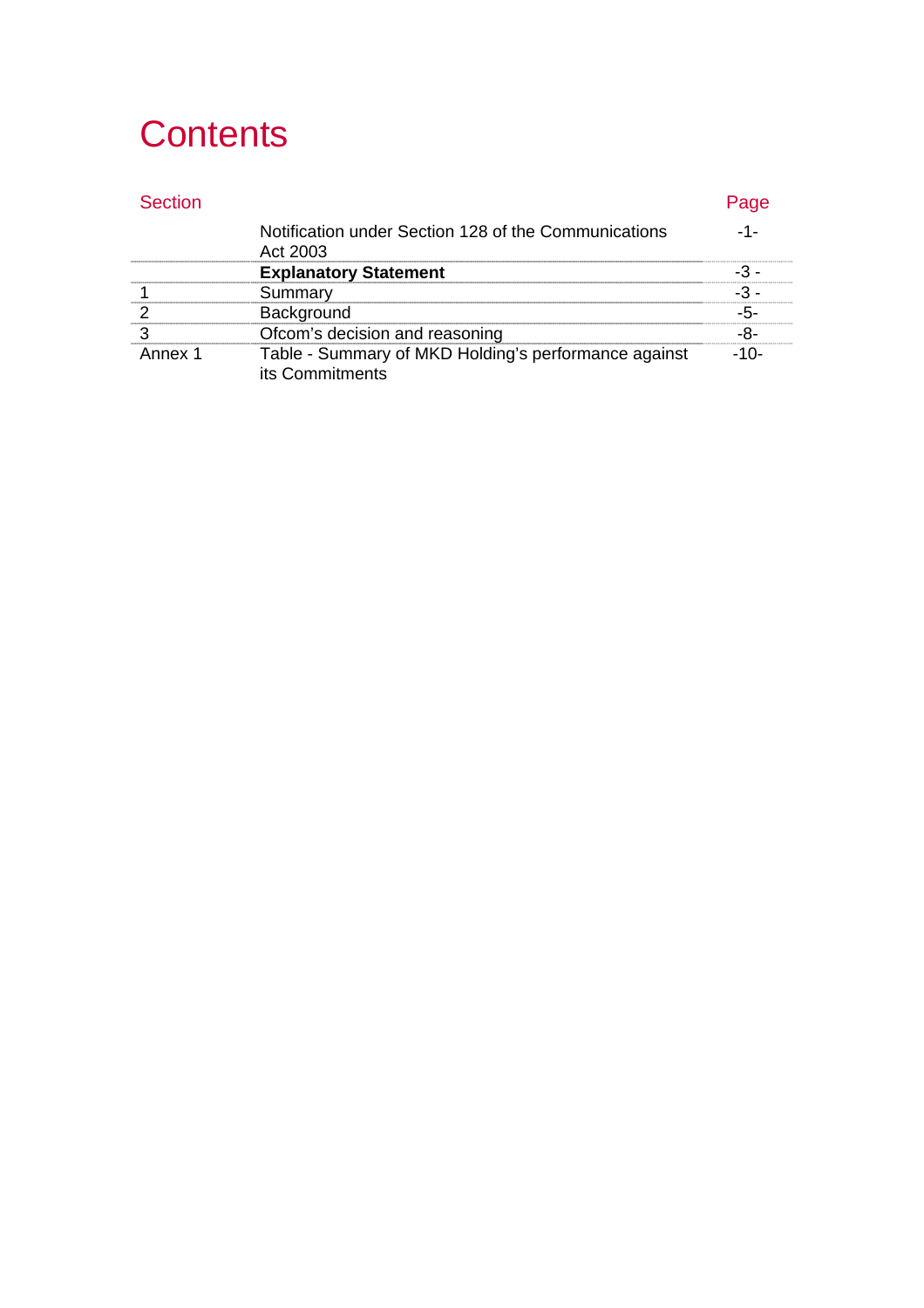# Contents

| Section | | Page |
|---|---|---|
| | Notification under Section 128 of the Communications Act 2003 | -1- |
| | **Explanatory Statement** | -3 - |
| 1 | Summary | -3 - |
| 2 | Background | -5- |
| 3 | Ofcom's decision and reasoning | -8- |
| Annex 1 | Table - Summary of MKD Holding's performance against its Commitments | -10- |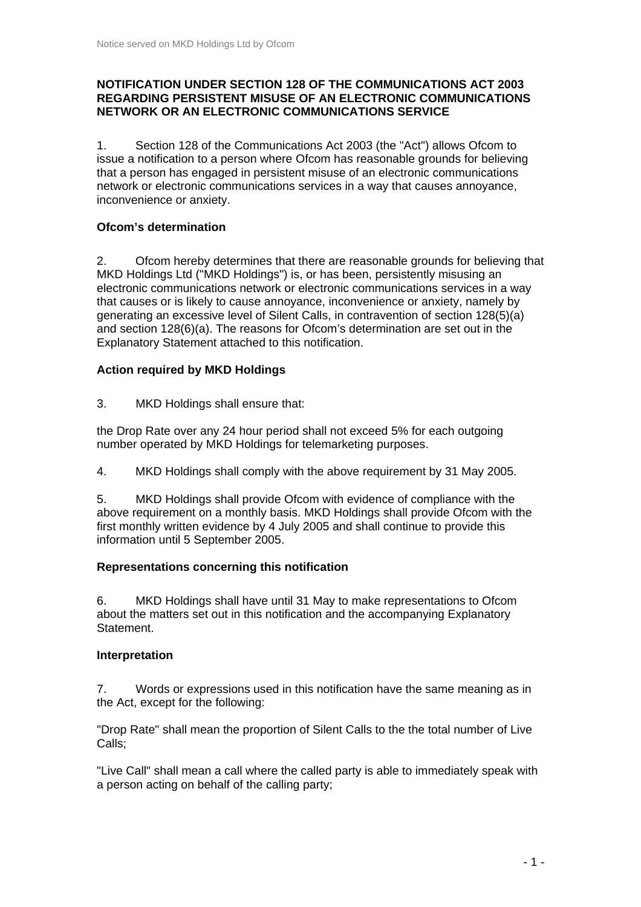**NOTIFICATION UNDER SECTION 128 OF THE COMMUNICATIONS ACT 2003 REGARDING PERSISTENT MISUSE OF AN ELECTRONIC COMMUNICATIONS NETWORK OR AN ELECTRONIC COMMUNICATIONS SERVICE**

1. Section 128 of the Communications Act 2003 (the "Act") allows Ofcom to issue a notification to a person where Ofcom has reasonable grounds for believing that a person has engaged in persistent misuse of an electronic communications network or electronic communications services in a way that causes annoyance, inconvenience or anxiety.

**Ofcom's determination**

2. Ofcom hereby determines that there are reasonable grounds for believing that MKD Holdings Ltd ("MKD Holdings") is, or has been, persistently misusing an electronic communications network or electronic communications services in a way that causes or is likely to cause annoyance, inconvenience or anxiety, namely by generating an excessive level of Silent Calls, in contravention of section 128(5)(a) and section 128(6)(a). The reasons for Ofcom's determination are set out in the Explanatory Statement attached to this notification.

**Action required by MKD Holdings**

3. MKD Holdings shall ensure that:

the Drop Rate over any 24 hour period shall not exceed 5% for each outgoing number operated by MKD Holdings for telemarketing purposes.

4. MKD Holdings shall comply with the above requirement by 31 May 2005.

5. MKD Holdings shall provide Ofcom with evidence of compliance with the above requirement on a monthly basis. MKD Holdings shall provide Ofcom with the first monthly written evidence by 4 July 2005 and shall continue to provide this information until 5 September 2005.

**Representations concerning this notification**

6. MKD Holdings shall have until 31 May to make representations to Ofcom about the matters set out in this notification and the accompanying Explanatory Statement.

**Interpretation**

7. Words or expressions used in this notification have the same meaning as in the Act, except for the following:

"Drop Rate" shall mean the proportion of Silent Calls to the the total number of Live Calls;

"Live Call" shall mean a call where the called party is able to immediately speak with a person acting on behalf of the calling party;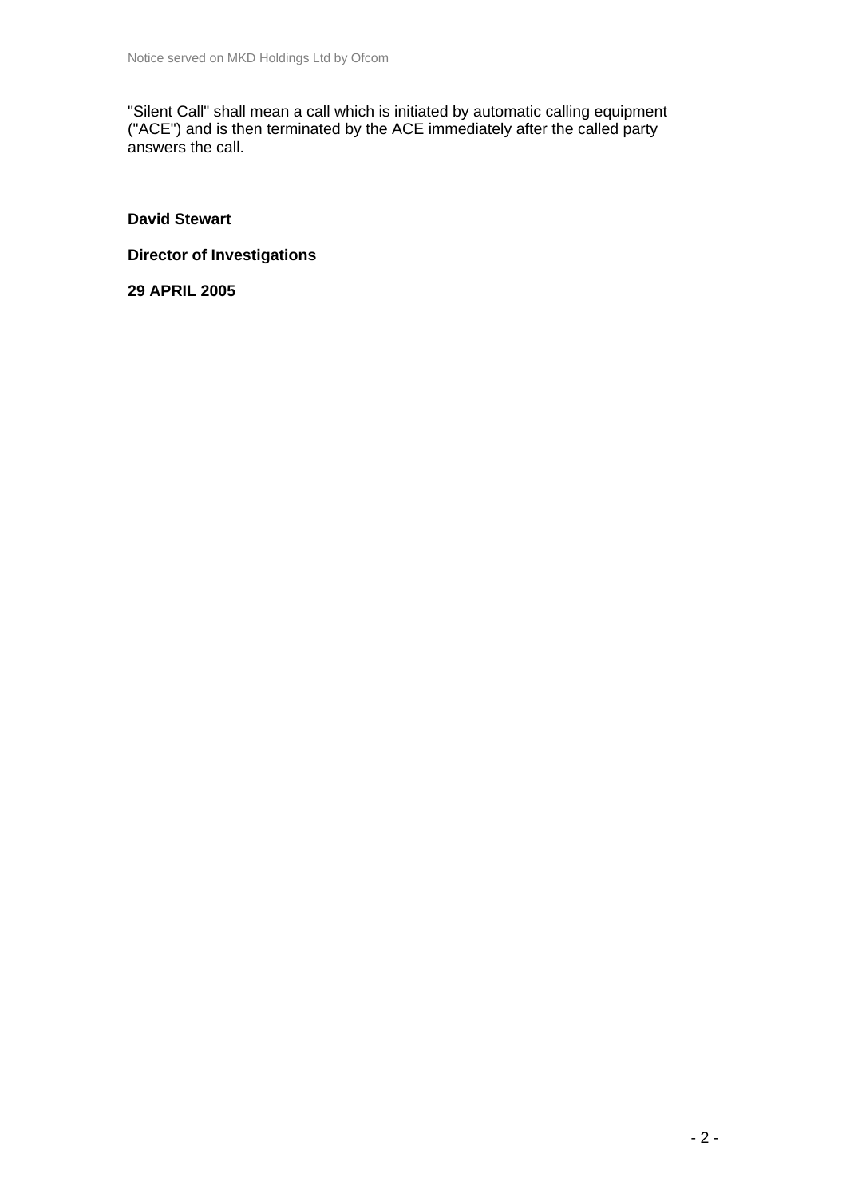"Silent Call" shall mean a call which is initiated by automatic calling equipment ("ACE") and is then terminated by the ACE immediately after the called party answers the call.

**David Stewart**

**Director of Investigations**

**29 APRIL 2005**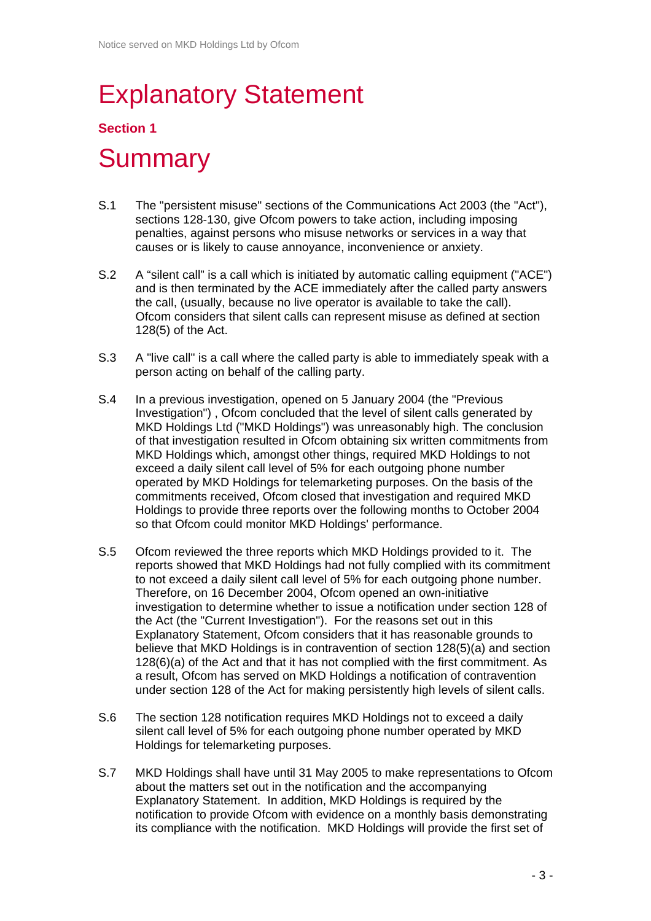# Explanatory Statement

### Section 1

## Summary

S.1 The "persistent misuse" sections of the Communications Act 2003 (the "Act"), sections 128-130, give Ofcom powers to take action, including imposing penalties, against persons who misuse networks or services in a way that causes or is likely to cause annoyance, inconvenience or anxiety.

S.2 A “silent call” is a call which is initiated by automatic calling equipment ("ACE") and is then terminated by the ACE immediately after the called party answers the call, (usually, because no live operator is available to take the call). Ofcom considers that silent calls can represent misuse as defined at section 128(5) of the Act.

S.3 A "live call" is a call where the called party is able to immediately speak with a person acting on behalf of the calling party.

S.4 In a previous investigation, opened on 5 January 2004 (the "Previous Investigation") , Ofcom concluded that the level of silent calls generated by MKD Holdings Ltd ("MKD Holdings") was unreasonably high. The conclusion of that investigation resulted in Ofcom obtaining six written commitments from MKD Holdings which, amongst other things, required MKD Holdings to not exceed a daily silent call level of 5% for each outgoing phone number operated by MKD Holdings for telemarketing purposes. On the basis of the commitments received, Ofcom closed that investigation and required MKD Holdings to provide three reports over the following months to October 2004 so that Ofcom could monitor MKD Holdings' performance.

S.5 Ofcom reviewed the three reports which MKD Holdings provided to it. The reports showed that MKD Holdings had not fully complied with its commitment to not exceed a daily silent call level of 5% for each outgoing phone number. Therefore, on 16 December 2004, Ofcom opened an own-initiative investigation to determine whether to issue a notification under section 128 of the Act (the "Current Investigation"). For the reasons set out in this Explanatory Statement, Ofcom considers that it has reasonable grounds to believe that MKD Holdings is in contravention of section 128(5)(a) and section 128(6)(a) of the Act and that it has not complied with the first commitment. As a result, Ofcom has served on MKD Holdings a notification of contravention under section 128 of the Act for making persistently high levels of silent calls.

S.6 The section 128 notification requires MKD Holdings not to exceed a daily silent call level of 5% for each outgoing phone number operated by MKD Holdings for telemarketing purposes.

S.7 MKD Holdings shall have until 31 May 2005 to make representations to Ofcom about the matters set out in the notification and the accompanying Explanatory Statement. In addition, MKD Holdings is required by the notification to provide Ofcom with evidence on a monthly basis demonstrating its compliance with the notification. MKD Holdings will provide the first set of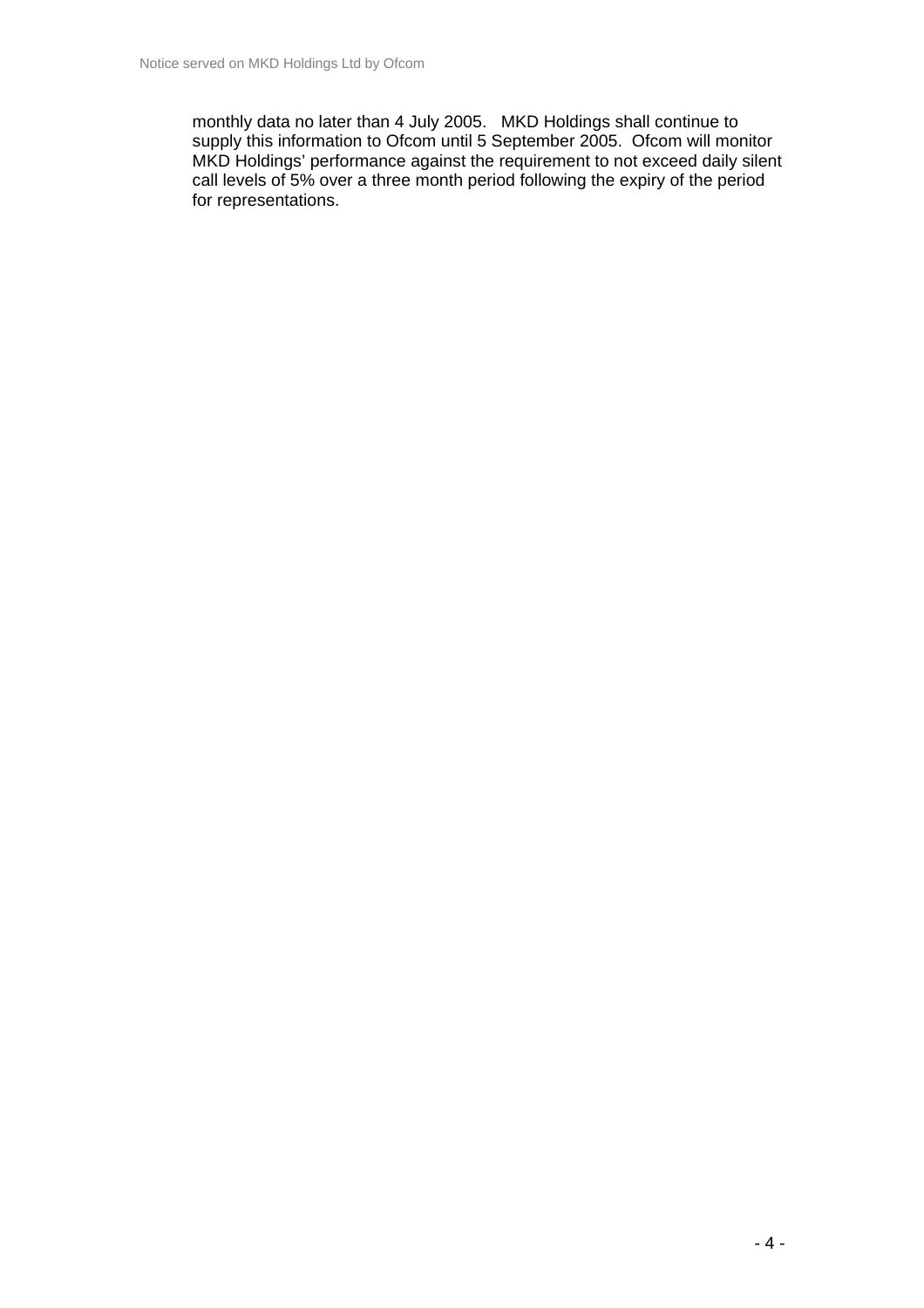monthly data no later than 4 July 2005. MKD Holdings shall continue to supply this information to Ofcom until 5 September 2005. Ofcom will monitor MKD Holdings' performance against the requirement to not exceed daily silent call levels of 5% over a three month period following the expiry of the period for representations.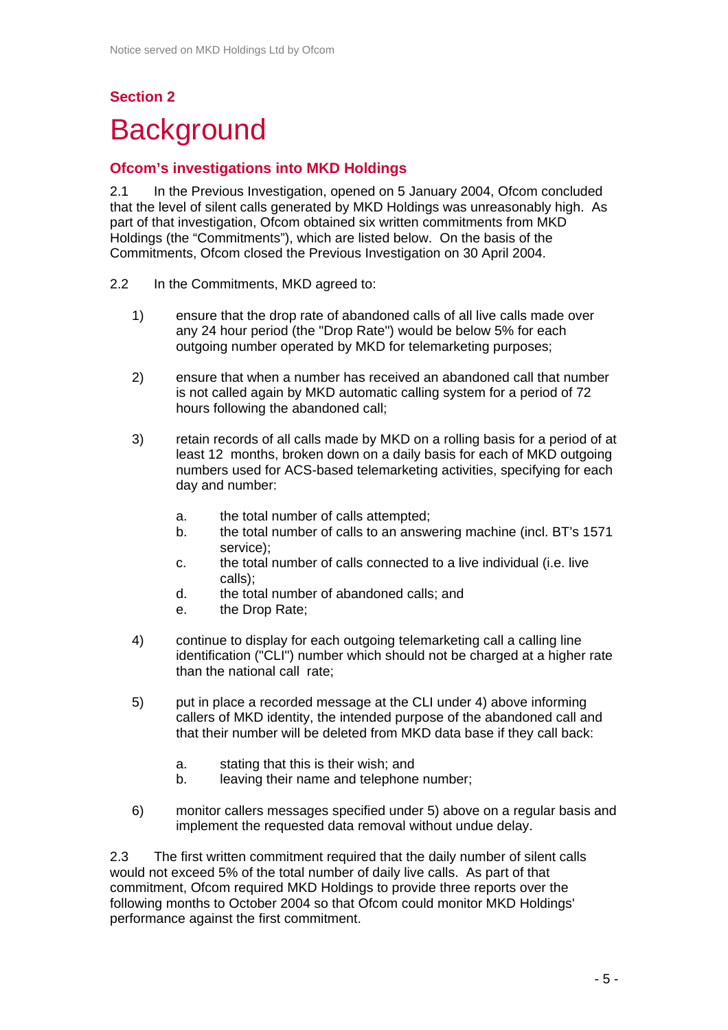## Section 2

# Background

### Ofcom's investigations into MKD Holdings

2.1 In the Previous Investigation, opened on 5 January 2004, Ofcom concluded that the level of silent calls generated by MKD Holdings was unreasonably high. As part of that investigation, Ofcom obtained six written commitments from MKD Holdings (the "Commitments"), which are listed below. On the basis of the Commitments, Ofcom closed the Previous Investigation on 30 April 2004.

2.2 In the Commitments, MKD agreed to:

1) ensure that the drop rate of abandoned calls of all live calls made over any 24 hour period (the "Drop Rate") would be below 5% for each outgoing number operated by MKD for telemarketing purposes;

2) ensure that when a number has received an abandoned call that number is not called again by MKD automatic calling system for a period of 72 hours following the abandoned call;

3) retain records of all calls made by MKD on a rolling basis for a period of at least 12 months, broken down on a daily basis for each of MKD outgoing numbers used for ACS-based telemarketing activities, specifying for each day and number:

   a. the total number of calls attempted;
   b. the total number of calls to an answering machine (incl. BT's 1571 service);
   c. the total number of calls connected to a live individual (i.e. live calls);
   d. the total number of abandoned calls; and
   e. the Drop Rate;

4) continue to display for each outgoing telemarketing call a calling line identification ("CLI") number which should not be charged at a higher rate than the national call rate;

5) put in place a recorded message at the CLI under 4) above informing callers of MKD identity, the intended purpose of the abandoned call and that their number will be deleted from MKD data base if they call back:

   a. stating that this is their wish; and
   b. leaving their name and telephone number;

6) monitor callers messages specified under 5) above on a regular basis and implement the requested data removal without undue delay.

2.3 The first written commitment required that the daily number of silent calls would not exceed 5% of the total number of daily live calls. As part of that commitment, Ofcom required MKD Holdings to provide three reports over the following months to October 2004 so that Ofcom could monitor MKD Holdings' performance against the first commitment.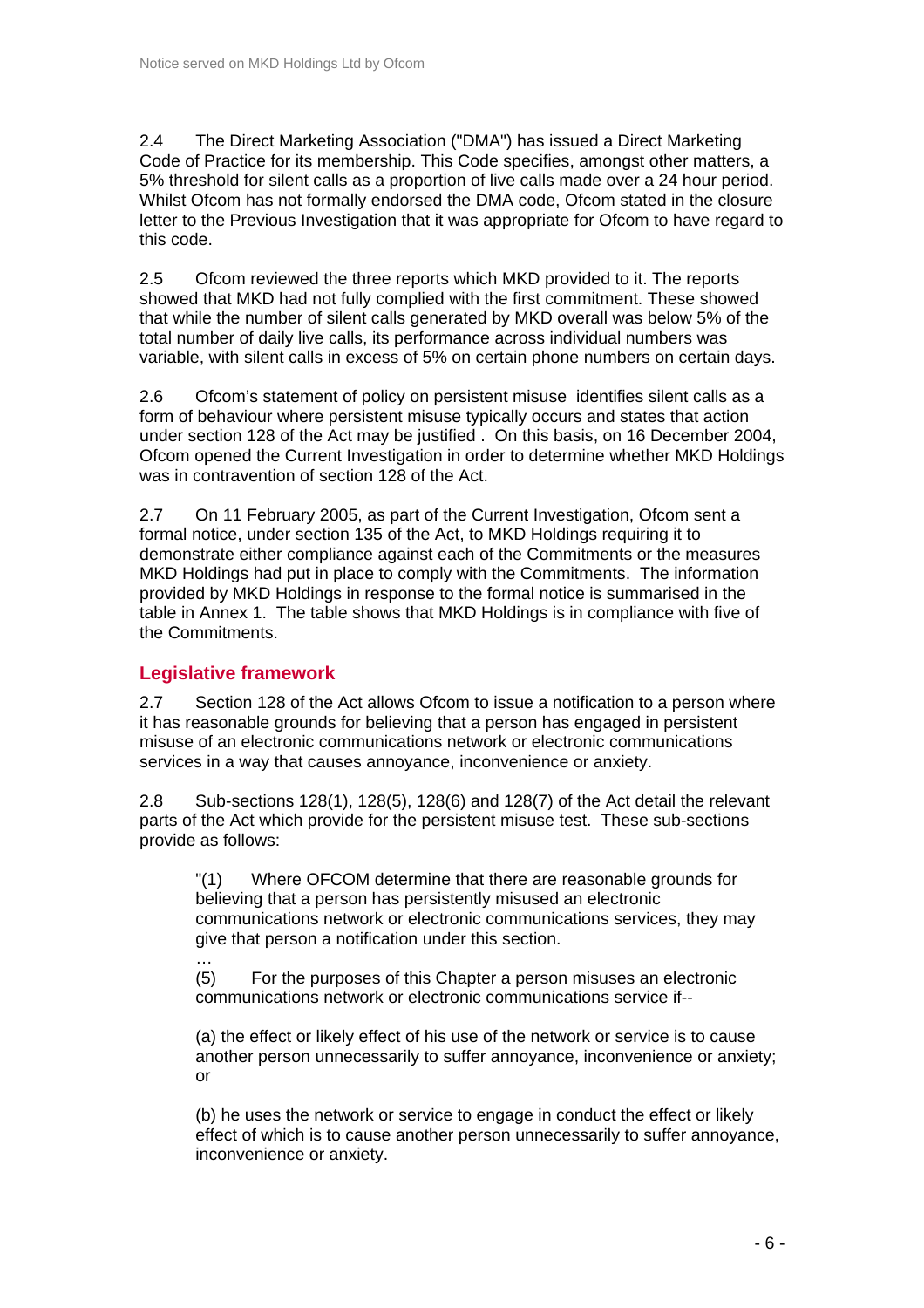2.4 The Direct Marketing Association ("DMA") has issued a Direct Marketing Code of Practice for its membership. This Code specifies, amongst other matters, a 5% threshold for silent calls as a proportion of live calls made over a 24 hour period. Whilst Ofcom has not formally endorsed the DMA code, Ofcom stated in the closure letter to the Previous Investigation that it was appropriate for Ofcom to have regard to this code.

2.5 Ofcom reviewed the three reports which MKD provided to it. The reports showed that MKD had not fully complied with the first commitment. These showed that while the number of silent calls generated by MKD overall was below 5% of the total number of daily live calls, its performance across individual numbers was variable, with silent calls in excess of 5% on certain phone numbers on certain days.

2.6 Ofcom's statement of policy on persistent misuse identifies silent calls as a form of behaviour where persistent misuse typically occurs and states that action under section 128 of the Act may be justified . On this basis, on 16 December 2004, Ofcom opened the Current Investigation in order to determine whether MKD Holdings was in contravention of section 128 of the Act.

2.7 On 11 February 2005, as part of the Current Investigation, Ofcom sent a formal notice, under section 135 of the Act, to MKD Holdings requiring it to demonstrate either compliance against each of the Commitments or the measures MKD Holdings had put in place to comply with the Commitments. The information provided by MKD Holdings in response to the formal notice is summarised in the table in Annex 1. The table shows that MKD Holdings is in compliance with five of the Commitments.

## Legislative framework

2.7 Section 128 of the Act allows Ofcom to issue a notification to a person where it has reasonable grounds for believing that a person has engaged in persistent misuse of an electronic communications network or electronic communications services in a way that causes annoyance, inconvenience or anxiety.

2.8 Sub-sections 128(1), 128(5), 128(6) and 128(7) of the Act detail the relevant parts of the Act which provide for the persistent misuse test. These sub-sections provide as follows:

> "(1) Where OFCOM determine that there are reasonable grounds for believing that a person has persistently misused an electronic communications network or electronic communications services, they may give that person a notification under this section.
>
> …
>
> (5) For the purposes of this Chapter a person misuses an electronic communications network or electronic communications service if--
>
> (a) the effect or likely effect of his use of the network or service is to cause another person unnecessarily to suffer annoyance, inconvenience or anxiety; or
>
> (b) he uses the network or service to engage in conduct the effect or likely effect of which is to cause another person unnecessarily to suffer annoyance, inconvenience or anxiety.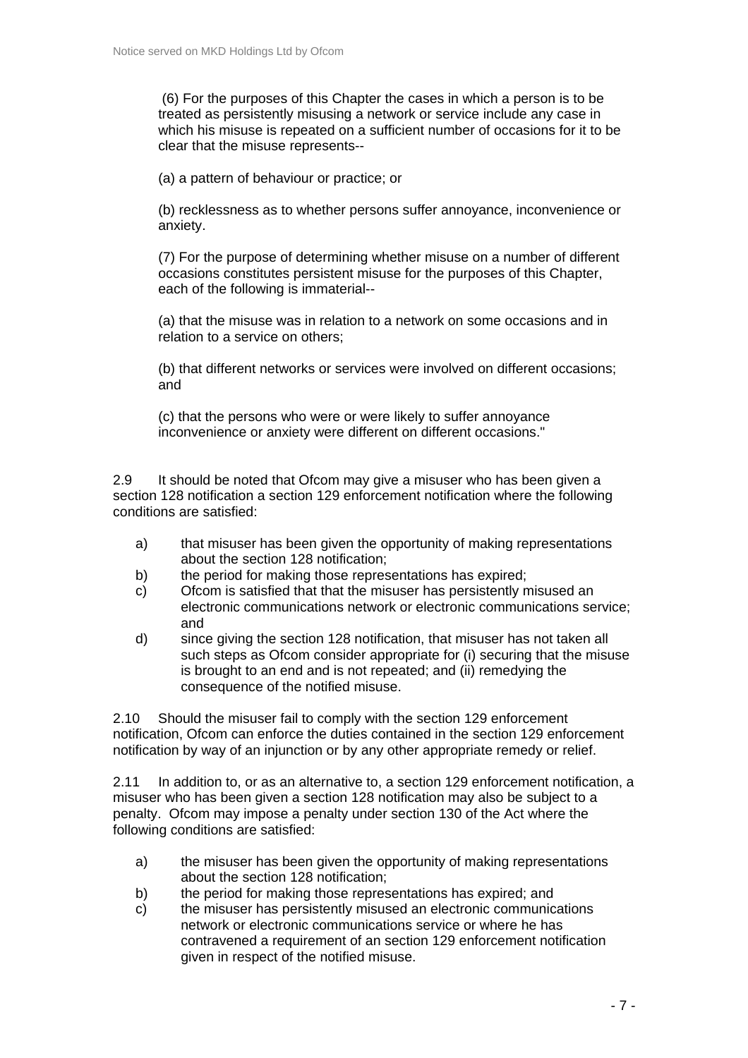(6) For the purposes of this Chapter the cases in which a person is to be treated as persistently misusing a network or service include any case in which his misuse is repeated on a sufficient number of occasions for it to be clear that the misuse represents--

(a) a pattern of behaviour or practice; or

(b) recklessness as to whether persons suffer annoyance, inconvenience or anxiety.

(7) For the purpose of determining whether misuse on a number of different occasions constitutes persistent misuse for the purposes of this Chapter, each of the following is immaterial--

(a) that the misuse was in relation to a network on some occasions and in relation to a service on others;

(b) that different networks or services were involved on different occasions; and

(c) that the persons who were or were likely to suffer annoyance inconvenience or anxiety were different on different occasions."

2.9 It should be noted that Ofcom may give a misuser who has been given a section 128 notification a section 129 enforcement notification where the following conditions are satisfied:

a) that misuser has been given the opportunity of making representations about the section 128 notification;
b) the period for making those representations has expired;
c) Ofcom is satisfied that that the misuser has persistently misused an electronic communications network or electronic communications service; and
d) since giving the section 128 notification, that misuser has not taken all such steps as Ofcom consider appropriate for (i) securing that the misuse is brought to an end and is not repeated; and (ii) remedying the consequence of the notified misuse.

2.10 Should the misuser fail to comply with the section 129 enforcement notification, Ofcom can enforce the duties contained in the section 129 enforcement notification by way of an injunction or by any other appropriate remedy or relief.

2.11 In addition to, or as an alternative to, a section 129 enforcement notification, a misuser who has been given a section 128 notification may also be subject to a penalty. Ofcom may impose a penalty under section 130 of the Act where the following conditions are satisfied:

a) the misuser has been given the opportunity of making representations about the section 128 notification;
b) the period for making those representations has expired; and
c) the misuser has persistently misused an electronic communications network or electronic communications service or where he has contravened a requirement of an section 129 enforcement notification given in respect of the notified misuse.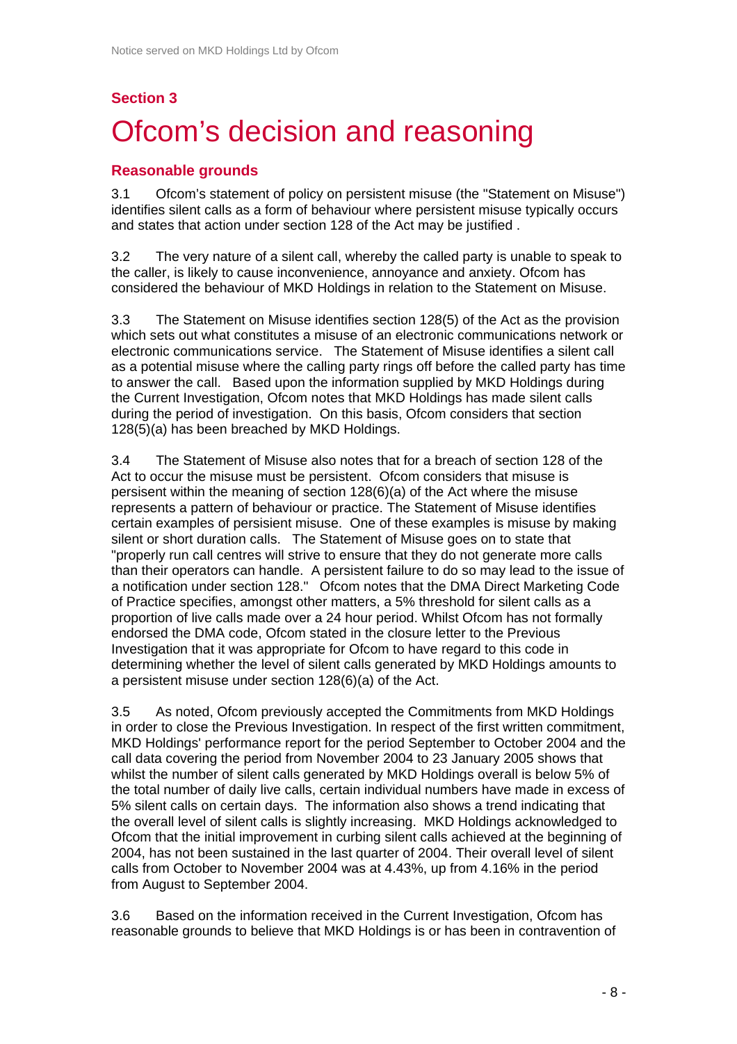## Section 3

# Ofcom's decision and reasoning

### Reasonable grounds

3.1 Ofcom's statement of policy on persistent misuse (the "Statement on Misuse") identifies silent calls as a form of behaviour where persistent misuse typically occurs and states that action under section 128 of the Act may be justified .

3.2 The very nature of a silent call, whereby the called party is unable to speak to the caller, is likely to cause inconvenience, annoyance and anxiety. Ofcom has considered the behaviour of MKD Holdings in relation to the Statement on Misuse.

3.3 The Statement on Misuse identifies section 128(5) of the Act as the provision which sets out what constitutes a misuse of an electronic communications network or electronic communications service. The Statement of Misuse identifies a silent call as a potential misuse where the calling party rings off before the called party has time to answer the call. Based upon the information supplied by MKD Holdings during the Current Investigation, Ofcom notes that MKD Holdings has made silent calls during the period of investigation. On this basis, Ofcom considers that section 128(5)(a) has been breached by MKD Holdings.

3.4 The Statement of Misuse also notes that for a breach of section 128 of the Act to occur the misuse must be persistent. Ofcom considers that misuse is persistent within the meaning of section 128(6)(a) of the Act where the misuse represents a pattern of behaviour or practice. The Statement of Misuse identifies certain examples of persisient misuse. One of these examples is misuse by making silent or short duration calls. The Statement of Misuse goes on to state that "properly run call centres will strive to ensure that they do not generate more calls than their operators can handle. A persistent failure to do so may lead to the issue of a notification under section 128." Ofcom notes that the DMA Direct Marketing Code of Practice specifies, amongst other matters, a 5% threshold for silent calls as a proportion of live calls made over a 24 hour period. Whilst Ofcom has not formally endorsed the DMA code, Ofcom stated in the closure letter to the Previous Investigation that it was appropriate for Ofcom to have regard to this code in determining whether the level of silent calls generated by MKD Holdings amounts to a persistent misuse under section 128(6)(a) of the Act.

3.5 As noted, Ofcom previously accepted the Commitments from MKD Holdings in order to close the Previous Investigation. In respect of the first written commitment, MKD Holdings' performance report for the period September to October 2004 and the call data covering the period from November 2004 to 23 January 2005 shows that whilst the number of silent calls generated by MKD Holdings overall is below 5% of the total number of daily live calls, certain individual numbers have made in excess of 5% silent calls on certain days. The information also shows a trend indicating that the overall level of silent calls is slightly increasing. MKD Holdings acknowledged to Ofcom that the initial improvement in curbing silent calls achieved at the beginning of 2004, has not been sustained in the last quarter of 2004. Their overall level of silent calls from October to November 2004 was at 4.43%, up from 4.16% in the period from August to September 2004.

3.6 Based on the information received in the Current Investigation, Ofcom has reasonable grounds to believe that MKD Holdings is or has been in contravention of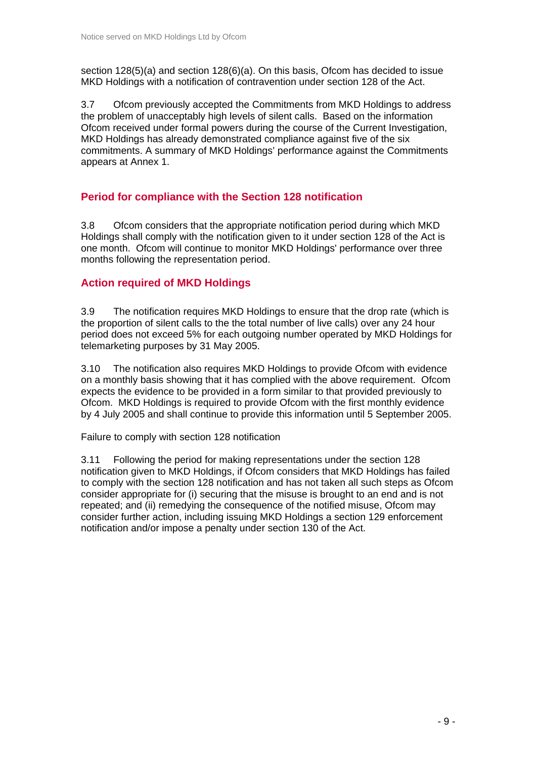section 128(5)(a) and section 128(6)(a). On this basis, Ofcom has decided to issue MKD Holdings with a notification of contravention under section 128 of the Act.

3.7 Ofcom previously accepted the Commitments from MKD Holdings to address the problem of unacceptably high levels of silent calls. Based on the information Ofcom received under formal powers during the course of the Current Investigation, MKD Holdings has already demonstrated compliance against five of the six commitments. A summary of MKD Holdings' performance against the Commitments appears at Annex 1.

## Period for compliance with the Section 128 notification

3.8 Ofcom considers that the appropriate notification period during which MKD Holdings shall comply with the notification given to it under section 128 of the Act is one month. Ofcom will continue to monitor MKD Holdings' performance over three months following the representation period.

## Action required of MKD Holdings

3.9 The notification requires MKD Holdings to ensure that the drop rate (which is the proportion of silent calls to the the total number of live calls) over any 24 hour period does not exceed 5% for each outgoing number operated by MKD Holdings for telemarketing purposes by 31 May 2005.

3.10 The notification also requires MKD Holdings to provide Ofcom with evidence on a monthly basis showing that it has complied with the above requirement. Ofcom expects the evidence to be provided in a form similar to that provided previously to Ofcom. MKD Holdings is required to provide Ofcom with the first monthly evidence by 4 July 2005 and shall continue to provide this information until 5 September 2005.

Failure to comply with section 128 notification

3.11 Following the period for making representations under the section 128 notification given to MKD Holdings, if Ofcom considers that MKD Holdings has failed to comply with the section 128 notification and has not taken all such steps as Ofcom consider appropriate for (i) securing that the misuse is brought to an end and is not repeated; and (ii) remedying the consequence of the notified misuse, Ofcom may consider further action, including issuing MKD Holdings a section 129 enforcement notification and/or impose a penalty under section 130 of the Act.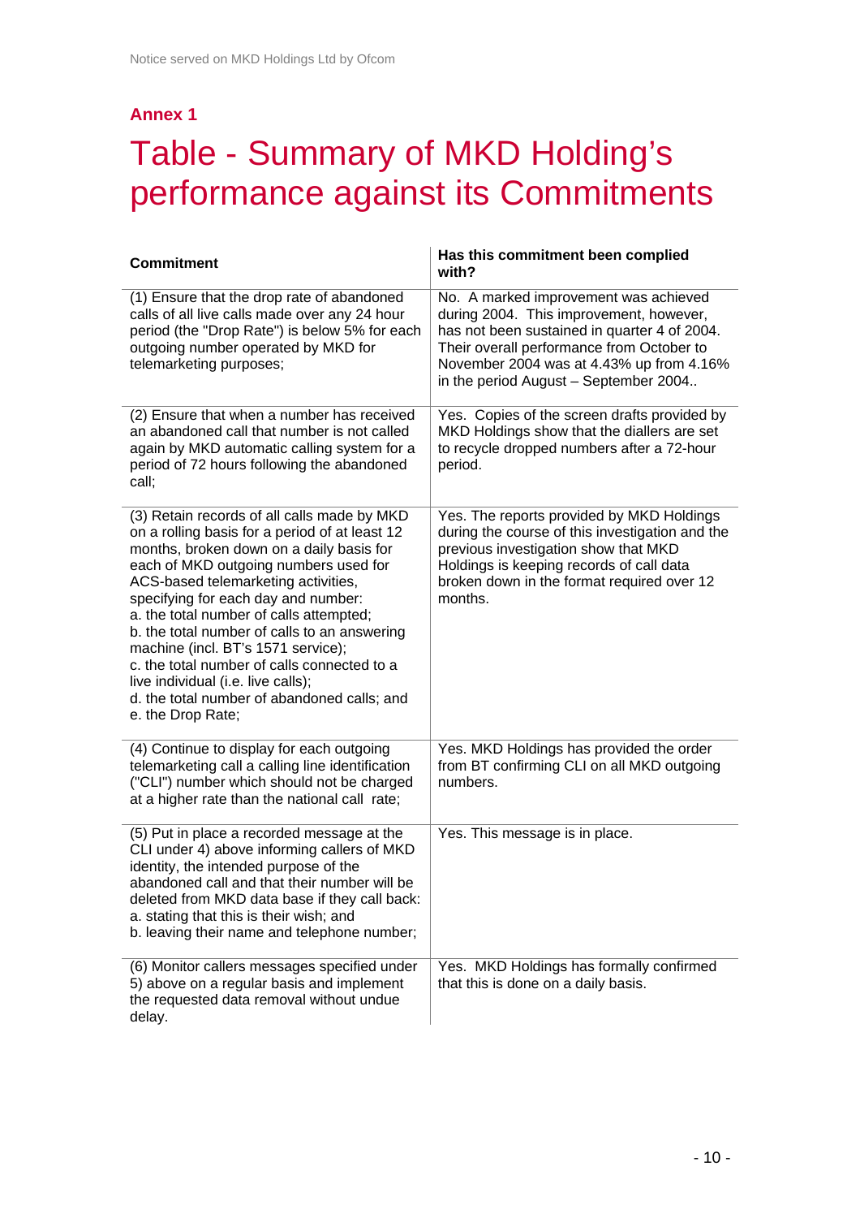## Annex 1

# Table - Summary of MKD Holding's performance against its Commitments

| Commitment | Has this commitment been complied with? |
|---|---|
| (1) Ensure that the drop rate of abandoned calls of all live calls made over any 24 hour period (the "Drop Rate") is below 5% for each outgoing number operated by MKD for telemarketing purposes; | No. A marked improvement was achieved during 2004. This improvement, however, has not been sustained in quarter 4 of 2004. Their overall performance from October to November 2004 was at 4.43% up from 4.16% in the period August – September 2004.. |
| (2) Ensure that when a number has received an abandoned call that number is not called again by MKD automatic calling system for a period of 72 hours following the abandoned call; | Yes. Copies of the screen drafts provided by MKD Holdings show that the diallers are set to recycle dropped numbers after a 72-hour period. |
| (3) Retain records of all calls made by MKD on a rolling basis for a period of at least 12 months, broken down on a daily basis for each of MKD outgoing numbers used for ACS-based telemarketing activities, specifying for each day and number:<br>a. the total number of calls attempted;<br>b. the total number of calls to an answering machine (incl. BT's 1571 service);<br>c. the total number of calls connected to a live individual (i.e. live calls);<br>d. the total number of abandoned calls; and<br>e. the Drop Rate; | Yes. The reports provided by MKD Holdings during the course of this investigation and the previous investigation show that MKD Holdings is keeping records of call data broken down in the format required over 12 months. |
| (4) Continue to display for each outgoing telemarketing call a calling line identification ("CLI") number which should not be charged at a higher rate than the national call rate; | Yes. MKD Holdings has provided the order from BT confirming CLI on all MKD outgoing numbers. |
| (5) Put in place a recorded message at the CLI under 4) above informing callers of MKD identity, the intended purpose of the abandoned call and that their number will be deleted from MKD data base if they call back:<br>a. stating that this is their wish; and<br>b. leaving their name and telephone number; | Yes. This message is in place. |
| (6) Monitor callers messages specified under 5) above on a regular basis and implement the requested data removal without undue delay. | Yes. MKD Holdings has formally confirmed that this is done on a daily basis. |